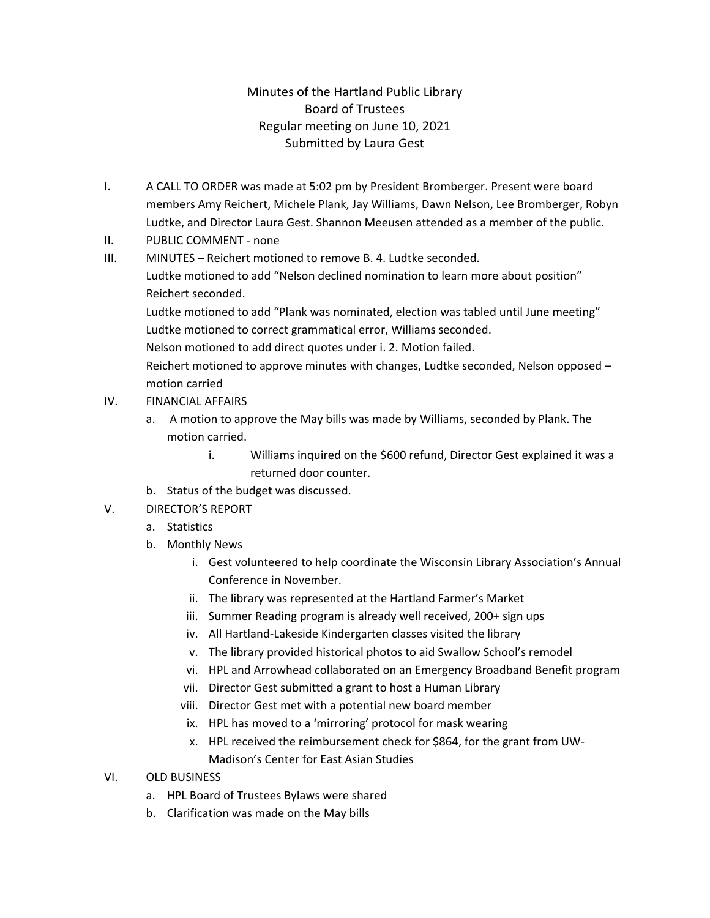# Minutes of the Hartland Public Library
## Board of Trustees
### Regular meeting on June 10, 2021
### Submitted by Laura Gest

I. A CALL TO ORDER was made at 5:02 pm by President Bromberger. Present were board members Amy Reichert, Michele Plank, Jay Williams, Dawn Nelson, Lee Bromberger, Robyn Ludtke, and Director Laura Gest. Shannon Meeusen attended as a member of the public.

II. PUBLIC COMMENT - none

III. MINUTES – Reichert motioned to remove B. 4. Ludtke seconded.
Ludtke motioned to add "Nelson declined nomination to learn more about position" Reichert seconded.
Ludtke motioned to add "Plank was nominated, election was tabled until June meeting"
Ludtke motioned to correct grammatical error, Williams seconded.
Nelson motioned to add direct quotes under i. 2. Motion failed.
Reichert motioned to approve minutes with changes, Ludtke seconded, Nelson opposed – motion carried

IV. FINANCIAL AFFAIRS
   a. A motion to approve the May bills was made by Williams, seconded by Plank. The motion carried.
      i. Williams inquired on the $600 refund, Director Gest explained it was a returned door counter.
   b. Status of the budget was discussed.

V. DIRECTOR'S REPORT
   a. Statistics
   b. Monthly News
      i. Gest volunteered to help coordinate the Wisconsin Library Association's Annual Conference in November.
      ii. The library was represented at the Hartland Farmer's Market
      iii. Summer Reading program is already well received, 200+ sign ups
      iv. All Hartland-Lakeside Kindergarten classes visited the library
      v. The library provided historical photos to aid Swallow School's remodel
      vi. HPL and Arrowhead collaborated on an Emergency Broadband Benefit program
      vii. Director Gest submitted a grant to host a Human Library
      viii. Director Gest met with a potential new board member
      ix. HPL has moved to a 'mirroring' protocol for mask wearing
      x. HPL received the reimbursement check for $864, for the grant from UW-Madison's Center for East Asian Studies

VI. OLD BUSINESS
   a. HPL Board of Trustees Bylaws were shared
   b. Clarification was made on the May bills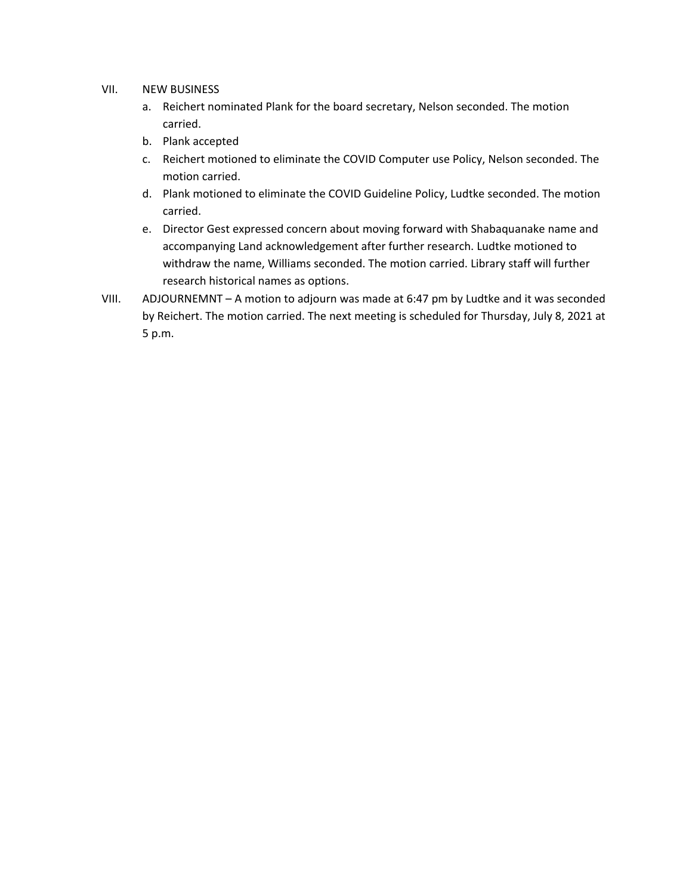VII. NEW BUSINESS

a. Reichert nominated Plank for the board secretary, Nelson seconded. The motion carried.
b. Plank accepted
c. Reichert motioned to eliminate the COVID Computer use Policy, Nelson seconded. The motion carried.
d. Plank motioned to eliminate the COVID Guideline Policy, Ludtke seconded. The motion carried.
e. Director Gest expressed concern about moving forward with Shabaquanake name and accompanying Land acknowledgement after further research. Ludtke motioned to withdraw the name, Williams seconded. The motion carried. Library staff will further research historical names as options.

VIII. ADJOURNEMNT – A motion to adjourn was made at 6:47 pm by Ludtke and it was seconded by Reichert. The motion carried. The next meeting is scheduled for Thursday, July 8, 2021 at 5 p.m.